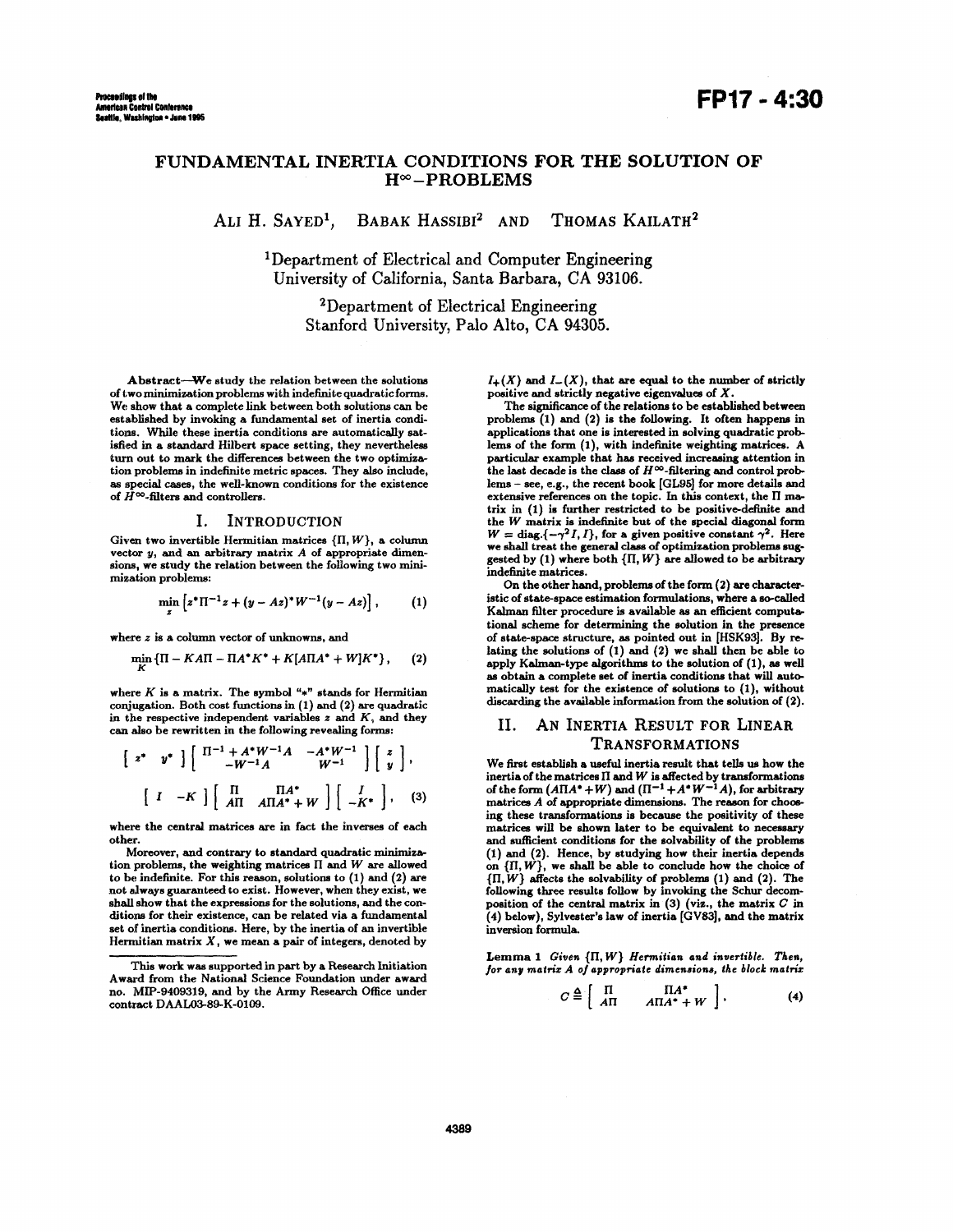# FUNDAMENTAL INERTIA CONDITIONS FOR THE SOLUTION OF $H^\infty$–PROBLEMS

ALI H. SAYED[1], BABAK HASSIBI[2] AND THOMAS KAILATH[2]

[1]Department of Electrical and Computer Engineering
University of California, Santa Barbara, CA 93106.

[2]Department of Electrical Engineering
Stanford University, Palo Alto, CA 94305.

**Abstract**—We study the relation between the solutions of two minimization problems with indefinite quadratic forms. We show that a complete link between both solutions can be established by invoking a fundamental set of inertia conditions. While these inertia conditions are automatically satisfied in a standard Hilbert space setting, they nevertheless turn out to mark the differences between the two optimization problems in indefinite metric spaces. They also include, as special cases, the well-known conditions for the existence of $H^\infty$-filters and controllers.

## I. INTRODUCTION

Given two invertible Hermitian matrices $\{\Pi, W\}$, a column vector $y$, and an arbitrary matrix $A$ of appropriate dimensions, we study the relation between the following two minimization problems:

$$\min_z \left[z^*\Pi^{-1}z + (y - Az)^*W^{-1}(y - Az)\right], \qquad (1)$$

where $z$ is a column vector of unknowns, and

$$\min_K \{\Pi - KA\Pi - \Pi A^*K^* + K[A\Pi A^* + W]K^*\}, \qquad (2)$$

where $K$ is a matrix. The symbol "$*$" stands for Hermitian conjugation. Both cost functions in (1) and (2) are quadratic in the respective independent variables $z$ and $K$, and they can also be rewritten in the following revealing forms:

$$\begin{bmatrix} z^* & y^* \end{bmatrix} \begin{bmatrix} \Pi^{-1} + A^*W^{-1}A & -A^*W^{-1} \\ -W^{-1}A & W^{-1} \end{bmatrix} \begin{bmatrix} z \\ y \end{bmatrix},$$

$$\begin{bmatrix} I & -K \end{bmatrix} \begin{bmatrix} \Pi & \Pi A^* \\ A\Pi & A\Pi A^* + W \end{bmatrix} \begin{bmatrix} I \\ -K^* \end{bmatrix}, \qquad (3)$$

where the central matrices are in fact the inverses of each other.

Moreover, and contrary to standard quadratic minimization problems, the weighting matrices $\Pi$ and $W$ are allowed to be indefinite. For this reason, solutions to (1) and (2) are not always guaranteed to exist. However, when they exist, we shall show that the expressions for the solutions, and the conditions for their existence, can be related via a fundamental set of inertia conditions. Here, by the inertia of an invertible Hermitian matrix $X$, we mean a pair of integers, denoted by $I_+(X)$ and $I_-(X)$, that are equal to the number of strictly positive and strictly negative eigenvalues of $X$.

The significance of the relations to be established between problems (1) and (2) is the following. It often happens in applications that one is interested in solving quadratic problems of the form (1), with indefinite weighting matrices. A particular example that has received increasing attention in the last decade is the class of $H^\infty$-filtering and control problems – see, e.g., the recent book [GL95] for more details and extensive references on the topic. In this context, the $\Pi$ matrix in (1) is further restricted to be positive-definite and the $W$ matrix is indefinite but of the special diagonal form $W = \text{diag.}\{-\gamma^2 I, I\}$, for a given positive constant $\gamma^2$. Here we shall treat the general class of optimization problems suggested by (1) where both $\{\Pi, W\}$ are allowed to be arbitrary indefinite matrices.

On the other hand, problems of the form (2) are characteristic of state-space estimation formulations, where a so-called Kalman filter procedure is available as an efficient computational scheme for determining the solution in the presence of state-space structure, as pointed out in [HSK93]. By relating the solutions of (1) and (2) we shall then be able to apply Kalman-type algorithms to the solution of (1), as well as obtain a complete set of inertia conditions that will automatically test for the existence of solutions to (1), without discarding the available information from the solution of (2).

## II. AN INERTIA RESULT FOR LINEAR TRANSFORMATIONS

We first establish a useful inertia result that tells us how the inertia of the matrices $\Pi$ and $W$ is affected by transformations of the form $(A\Pi A^* + W)$ and $(\Pi^{-1} + A^*W^{-1}A)$, for arbitrary matrices $A$ of appropriate dimensions. The reason for choosing these transformations is because the positivity of these matrices will be shown later to be equivalent to necessary and sufficient conditions for the solvability of the problems (1) and (2). Hence, by studying how their inertia depends on $\{\Pi, W\}$, we shall be able to conclude how the choice of $\{\Pi, W\}$ affects the solvability of problems (1) and (2). The following three results follow by invoking the Schur decomposition of the central matrix in (3) (viz., the matrix $C$ in (4) below), Sylvester's law of inertia [GV83], and the matrix inversion formula.

**Lemma 1** *Given $\{\Pi, W\}$ Hermitian and invertible. Then, for any matrix $A$ of appropriate dimensions, the block matrix*

$$C \triangleq \begin{bmatrix} \Pi & \Pi A^* \\ A\Pi & A\Pi A^* + W \end{bmatrix}, \qquad (4)$$

This work was supported in part by a Research Initiation Award from the National Science Foundation under award no. MIP-9409319, and by the Army Research Office under contract DAAL03-89-K-0109.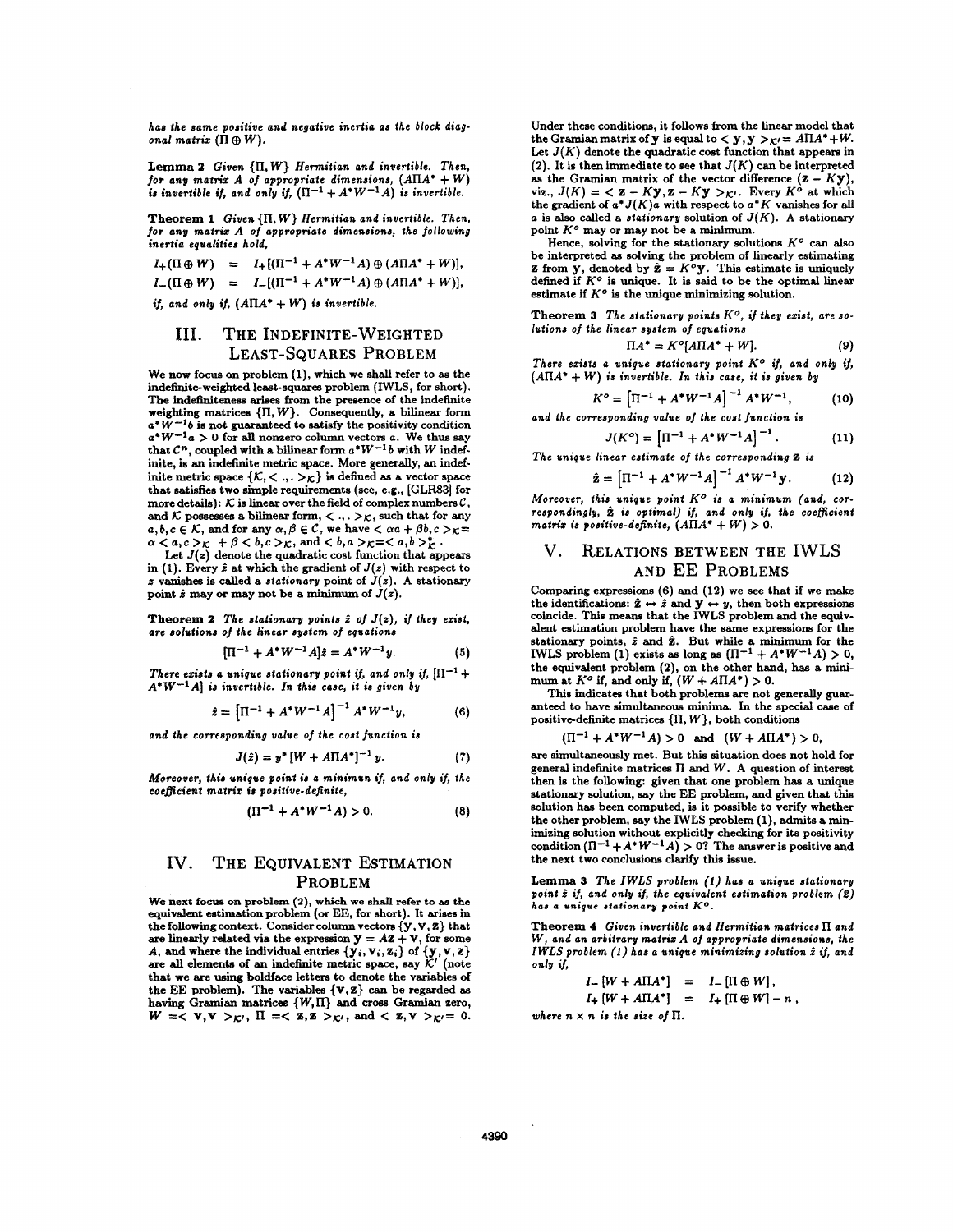*has the same positive and negative inertia as the block diagonal matrix* $(\Pi \oplus W)$.

**Lemma 2** *Given* $\{\Pi, W\}$ *Hermitian and invertible. Then, for any matrix* $A$ *of appropriate dimensions,* $(A\Pi A^* + W)$ *is invertible if, and only if,* $(\Pi^{-1} + A^* W^{-1} A)$ *is invertible.*

**Theorem 1** *Given* $\{\Pi, W\}$ *Hermitian and invertible. Then, for any matrix* $A$ *of appropriate dimensions, the following inertia equalities hold,*

$$
\begin{aligned}
I_+(\Pi \oplus W) &= I_+[(\Pi^{-1} + A^* W^{-1} A) \oplus (A\Pi A^* + W)], \\
I_-(\Pi \oplus W) &= I_-[(\Pi^{-1} + A^* W^{-1} A) \oplus (A\Pi A^* + W)],
\end{aligned}
$$

*if, and only if,* $(A\Pi A^* + W)$ *is invertible.*

## III. The Indefinite-Weighted Least-Squares Problem

We now focus on problem (1), which we shall refer to as the indefinite-weighted least-squares problem (IWLS, for short). The indefiniteness arises from the presence of the indefinite weighting matrices $\{\Pi, W\}$. Consequently, a bilinear form $a^* W^{-1} b$ is not guaranteed to satisfy the positivity condition $a^* W^{-1} a > 0$ for all nonzero column vectors $a$. We thus say that $\mathcal{C}^n$, coupled with a bilinear form $a^* W^{-1} b$ with $W$ indefinite, is an indefinite metric space. More generally, an indefinite metric space $\{\mathcal{K}, <.,.>_{\mathcal{K}}\}$ is defined as a vector space that satisfies two simple requirements (see, e.g., [GLR83] for more details): $\mathcal{K}$ is linear over the field of complex numbers $\mathcal{C}$, and $\mathcal{K}$ possesses a bilinear form, $<.,.>_{\mathcal{K}}$, such that for any $a, b, c \in \mathcal{K}$, and for any $\alpha, \beta \in \mathcal{C}$, we have $<\alpha a + \beta b, c>_{\mathcal{K}} = \alpha <a, c>_{\mathcal{K}} + \beta <b, c>_{\mathcal{K}}$, and $<b, a>_{\mathcal{K}} = <a, b>_{\mathcal{K}}^*$.

Let $J(z)$ denote the quadratic cost function that appears in (1). Every $\hat{z}$ at which the gradient of $J(z)$ with respect to $z$ vanishes is called a *stationary* point of $J(z)$. A stationary point $\hat{z}$ may or may not be a minimum of $J(z)$.

**Theorem 2** *The stationary points* $\hat{z}$ *of* $J(z)$*, if they exist, are solutions of the linear system of equations*

$$
[\Pi^{-1} + A^* W^{-1} A]\hat{z} = A^* W^{-1} y. \tag{5}
$$

*There exists a unique stationary point if, and only if,* $[\Pi^{-1} + A^* W^{-1} A]$ *is invertible. In this case, it is given by*

$$
\hat{z} = \left[\Pi^{-1} + A^* W^{-1} A\right]^{-1} A^* W^{-1} y, \tag{6}
$$

*and the corresponding value of the cost function is*

$$
J(\hat{z}) = y^* \left[W + A\Pi A^*\right]^{-1} y. \tag{7}
$$

*Moreover, this unique point is a minimum if, and only if, the coefficient matrix is positive-definite,*

$$
(\Pi^{-1} + A^* W^{-1} A) > 0. \tag{8}
$$

## IV. The Equivalent Estimation Problem

We next focus on problem (2), which we shall refer to as the equivalent estimation problem (or EE, for short). It arises in the following context. Consider column vectors $\{\mathbf{y}, \mathbf{v}, \mathbf{z}\}$ that are linearly related via the expression $\mathbf{y} = A\mathbf{z} + \mathbf{v}$, for some $A$, and where the individual entries $\{\mathbf{y}_i, \mathbf{v}_i, \mathbf{z}_i\}$ of $\{\mathbf{y}, \mathbf{v}, \mathbf{z}\}$ are all elements of an indefinite metric space, say $\mathcal{K}'$ (note that we are using boldface letters to denote the variables of the EE problem). The variables $\{\mathbf{v}, \mathbf{z}\}$ can be regarded as having Gramian matrices $\{W, \Pi\}$ and cross Gramian zero, $W = <\mathbf{v}, \mathbf{v}>_{\mathcal{K}'}$, $\Pi = <\mathbf{z}, \mathbf{z}>_{\mathcal{K}'}$, and $<\mathbf{z}, \mathbf{v}>_{\mathcal{K}'} = 0$.

Under these conditions, it follows from the linear model that the Gramian matrix of $\mathbf{y}$ is equal to $<\mathbf{y}, \mathbf{y}>_{\mathcal{K}'} = A\Pi A^* + W$. Let $J(K)$ denote the quadratic cost function that appears in (2). It is then immediate to see that $J(K)$ can be interpreted as the Gramian matrix of the vector difference $(\mathbf{z} - K\mathbf{y})$, viz., $J(K) = <\mathbf{z} - K\mathbf{y}, \mathbf{z} - K\mathbf{y}>_{\mathcal{K}'}$. Every $K^o$ at which the gradient of $a^* J(K) a$ with respect to $a^* K$ vanishes for all $a$ is also called a *stationary* solution of $J(K)$. A stationary point $K^o$ may or may not be a minimum.

Hence, solving for the stationary solutions $K^o$ can also be interpreted as solving the problem of linearly estimating $\mathbf{z}$ from $\mathbf{y}$, denoted by $\hat{\mathbf{z}} = K^o \mathbf{y}$. This estimate is uniquely defined if $K^o$ is unique. It is said to be the optimal linear estimate if $K^o$ is the unique minimizing solution.

**Theorem 3** *The stationary points* $K^o$*, if they exist, are solutions of the linear system of equations*

$$
\Pi A^* = K^o [A\Pi A^* + W]. \tag{9}
$$

*There exists a unique stationary point* $K^o$ *if, and only if,* $(A\Pi A^* + W)$ *is invertible. In this case, it is given by*

$$
K^o = \left[\Pi^{-1} + A^* W^{-1} A\right]^{-1} A^* W^{-1}, \tag{10}
$$

*and the corresponding value of the cost function is*

$$
J(K^o) = \left[\Pi^{-1} + A^* W^{-1} A\right]^{-1}. \tag{11}
$$

*The unique linear estimate of the corresponding* $\mathbf{z}$ *is*

$$
\hat{\mathbf{z}} = \left[\Pi^{-1} + A^* W^{-1} A\right]^{-1} A^* W^{-1} \mathbf{y}. \tag{12}
$$

*Moreover, this unique point* $K^o$ *is a minimum (and, correspondingly,* $\hat{\mathbf{z}}$ *is optimal) if, and only if, the coefficient matrix is positive-definite,* $(A\Pi A^* + W) > 0$.

## V. Relations between the IWLS and EE Problems

Comparing expressions (6) and (12) we see that if we make the identifications: $\hat{\mathbf{z}} \leftrightarrow \hat{z}$ and $\mathbf{y} \leftrightarrow y$, then both expressions coincide. This means that the IWLS problem and the equivalent estimation problem have the same expressions for the stationary points, $\hat{z}$ and $\hat{\mathbf{z}}$. But while a minimum for the IWLS problem (1) exists as long as $(\Pi^{-1} + A^* W^{-1} A) > 0$, the equivalent problem (2), on the other hand, has a minimum at $K^o$ if, and only if, $(W + A\Pi A^*) > 0$.

This indicates that both problems are not generally guaranteed to have simultaneous minima. In the special case of positive-definite matrices $\{\Pi, W\}$, both conditions

$$
(\Pi^{-1} + A^* W^{-1} A) > 0 \quad \text{and} \quad (W + A\Pi A^*) > 0,
$$

are simultaneously met. But this situation does not hold for general indefinite matrices $\Pi$ and $W$. A question of interest then is the following: given that one problem has a unique stationary solution, say the EE problem, and given that this solution has been computed, is it possible to verify whether the other problem, say the IWLS problem (1), admits a minimizing solution without explicitly checking for its positivity condition $(\Pi^{-1} + A^* W^{-1} A) > 0$? The answer is positive and the next two conclusions clarify this issue.

**Lemma 3** *The IWLS problem (1) has a unique stationary point* $\hat{z}$ *if, and only if, the equivalent estimation problem (2) has a unique stationary point* $K^o$.

**Theorem 4** *Given invertible and Hermitian matrices* $\Pi$ *and* $W$*, and an arbitrary matrix* $A$ *of appropriate dimensions, the IWLS problem (1) has a unique minimizing solution* $\hat{z}$ *if, and only if,*

$$
\begin{aligned}
I_-[W + A\Pi A^*] &= I_-[\Pi \oplus W], \\
I_+[W + A\Pi A^*] &= I_+[\Pi \oplus W] - n,
\end{aligned}
$$

*where* $n \times n$ *is the size of* $\Pi$.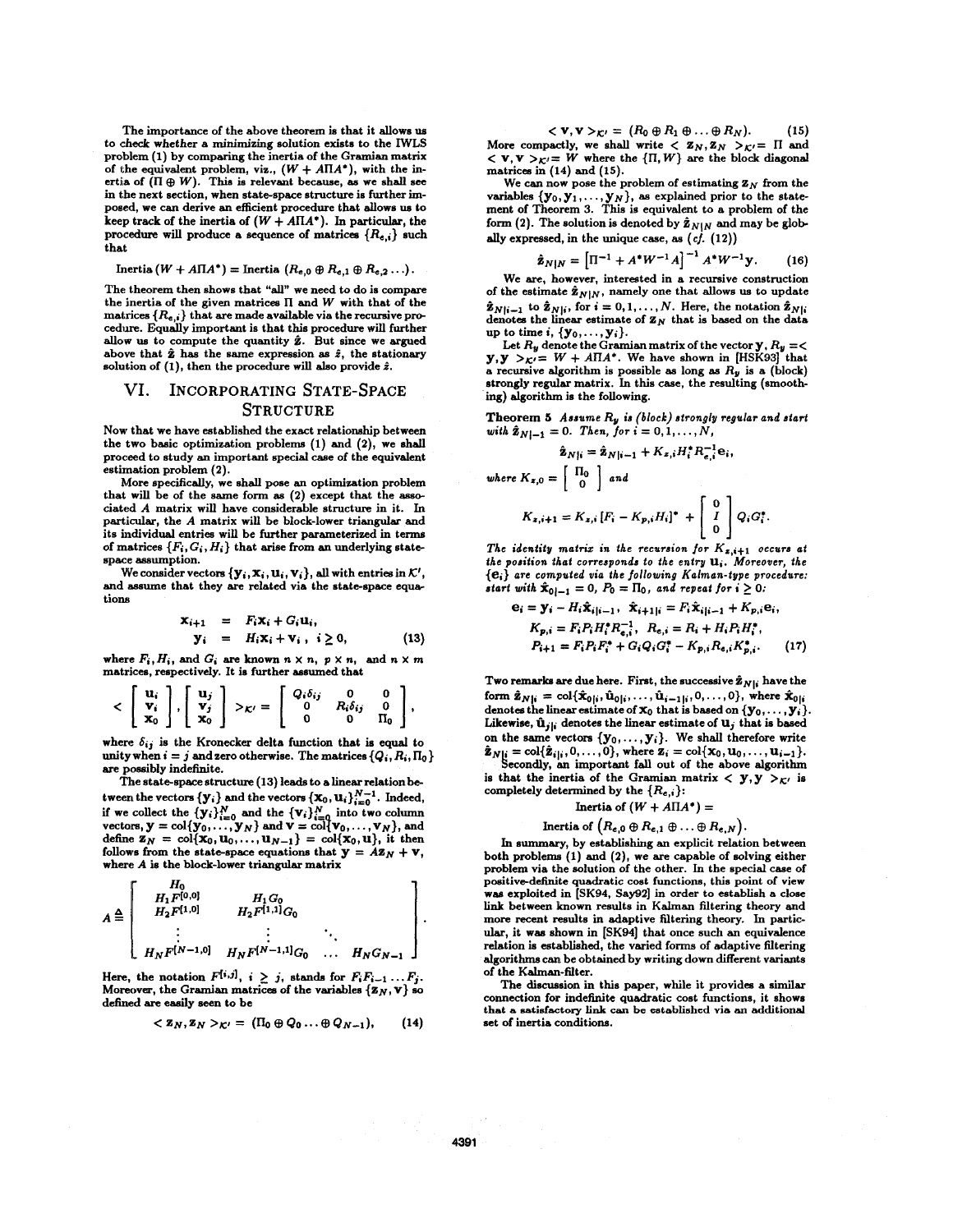The importance of the above theorem is that it allows us to check whether a minimizing solution exists to the IWLS problem (1) by comparing the inertia of the Gramian matrix of the equivalent problem, viz., $(W + A\Pi A^*)$, with the inertia of $(\Pi \oplus W)$. This is relevant because, as we shall see in the next section, when state-space structure is further imposed, we can derive an efficient procedure that allows us to keep track of the inertia of $(W + A\Pi A^*)$. In particular, the procedure will produce a sequence of matrices $\{R_{e,i}\}$ such that

$$\text{Inertia}\,(W + A\Pi A^*) = \text{Inertia}\,(R_{e,0} \oplus R_{e,1} \oplus R_{e,2} \ldots).$$

The theorem then shows that "all" we need to do is compare the inertia of the given matrices $\Pi$ and $W$ with that of the matrices $\{R_{e,i}\}$ that are made available via the recursive procedure. Equally important is that this procedure will further allow us to compute the quantity $\check{z}$. But since we argued above that $\check{z}$ has the same expression as $\hat{z}$, the stationary solution of (1), then the procedure will also provide $\hat{z}$.

# VI. Incorporating State-Space Structure

Now that we have established the exact relationship between the two basic optimization problems (1) and (2), we shall proceed to study an important special case of the equivalent estimation problem (2).

More specifically, we shall pose an optimization problem that will be of the same form as (2) except that the associated $A$ matrix will have considerable structure in it. In particular, the $A$ matrix will be block-lower triangular and its individual entries will be further parameterized in terms of matrices $\{F_i, G_i, H_i\}$ that arise from an underlying state-space assumption.

We consider vectors $\{\mathbf{y}_i, \mathbf{x}_i, \mathbf{u}_i, \mathbf{v}_i\}$, all with entries in $\mathcal{K}'$, and assume that they are related via the state-space equations

$$\begin{aligned} \mathbf{x}_{i+1} &= F_i \mathbf{x}_i + G_i \mathbf{u}_i, \\ \mathbf{y}_i &= H_i \mathbf{x}_i + \mathbf{v}_i\,, \quad i \geq 0, \end{aligned} \tag{13}$$

where $F_i, H_i$, and $G_i$ are known $n \times n$, $p \times n$, and $n \times m$ matrices, respectively. It is further assumed that

$$< \begin{bmatrix} \mathbf{u}_i \\ \mathbf{v}_i \\ \mathbf{x}_0 \end{bmatrix}, \begin{bmatrix} \mathbf{u}_j \\ \mathbf{v}_j \\ \mathbf{x}_0 \end{bmatrix} >_{\mathcal{K}'} = \begin{bmatrix} Q_i \delta_{ij} & 0 & 0 \\ 0 & R_i \delta_{ij} & 0 \\ 0 & 0 & \Pi_0 \end{bmatrix},$$

where $\delta_{ij}$ is the Kronecker delta function that is equal to unity when $i = j$ and zero otherwise. The matrices $\{Q_i, R_i, \Pi_0\}$ are possibly indefinite.

The state-space structure (13) leads to a linear relation between the vectors $\{\mathbf{y}_i\}$ and the vectors $\{\mathbf{x}_0, \mathbf{u}_i\}_{i=0}^{N-1}$. Indeed, if we collect the $\{\mathbf{y}_i\}_{i=0}^{N}$ and the $\{\mathbf{v}_i\}_{i=0}^{N}$ into two column vectors, $\mathbf{y} = \text{col}\{\mathbf{y}_0, \ldots, \mathbf{y}_N\}$ and $\mathbf{v} = \text{col}\{\mathbf{v}_0, \ldots, \mathbf{v}_N\}$, and define $\mathbf{z}_N = \text{col}\{\mathbf{x}_0, \mathbf{u}_0, \ldots, \mathbf{u}_{N-1}\} = \text{col}\{\mathbf{x}_0, \mathbf{u}\}$, it then follows from the state-space equations that $\mathbf{y} = A\mathbf{z}_N + \mathbf{v}$, where $A$ is the block-lower triangular matrix

$$A \triangleq \begin{bmatrix} H_0 & & & \\ H_1 F^{[0,0]} & H_1 G_0 & & \\ H_2 F^{[1,0]} & H_2 F^{[1,1]} G_0 & \ddots & \\ \vdots & \vdots & & \\ H_N F^{[N-1,0]} & H_N F^{[N-1,1]} G_0 & \ldots & H_N G_{N-1} \end{bmatrix}.$$

Here, the notation $F^{[i,j]}$, $i \geq j$, stands for $F_i F_{i-1} \ldots F_j$. Moreover, the Gramian matrices of the variables $\{\mathbf{z}_N, \mathbf{v}\}$ so defined are easily seen to be

$$< \mathbf{z}_N, \mathbf{z}_N >_{\mathcal{K}'} = (\Pi_0 \oplus Q_0 \ldots \oplus Q_{N-1}), \tag{14}$$

$$< \mathbf{v}, \mathbf{v} >_{\mathcal{K}'} = (R_0 \oplus R_1 \oplus \ldots \oplus R_N). \tag{15}$$

More compactly, we shall write $< \mathbf{z}_N, \mathbf{z}_N >_{\mathcal{K}'} = \Pi$ and $< \mathbf{v}, \mathbf{v} >_{\mathcal{K}'} = W$ where the $\{\Pi, W\}$ are the block diagonal matrices in (14) and (15).

We can now pose the problem of estimating $\mathbf{z}_N$ from the variables $\{\mathbf{y}_0, \mathbf{y}_1, \ldots, \mathbf{y}_N\}$, as explained prior to the statement of Theorem 3. This is equivalent to a problem of the form (2). The solution is denoted by $\hat{\mathbf{z}}_{N|N}$ and may be globally expressed, in the unique case, as (*cf.* (12))

$$\hat{\mathbf{z}}_{N|N} = \left[\Pi^{-1} + A^* W^{-1} A\right]^{-1} A^* W^{-1} \mathbf{y}. \tag{16}$$

We are, however, interested in a recursive construction of the estimate $\hat{\mathbf{z}}_{N|N}$, namely one that allows us to update $\hat{\mathbf{z}}_{N|i-1}$ to $\hat{\mathbf{z}}_{N|i}$, for $i = 0, 1, \ldots, N$. Here, the notation $\hat{\mathbf{z}}_{N|i}$ denotes the linear estimate of $\mathbf{z}_N$ that is based on the data up to time $i$, $\{\mathbf{y}_0, \ldots, \mathbf{y}_i\}$.

Let $R_y$ denote the Gramian matrix of the vector $\mathbf{y}$, $R_y = < \mathbf{y}, \mathbf{y} >_{\mathcal{K}'} = W + A\Pi A^*$. We have shown in [HSK93] that a recursive algorithm is possible as long as $R_y$ is a (block) strongly regular matrix. In this case, the resulting (smoothing) algorithm is the following.

**Theorem 5** *Assume $R_y$ is (block) strongly regular and start with $\hat{\mathbf{z}}_{N|-1} = 0$. Then, for $i = 0, 1, \ldots, N$,*

$$\hat{\mathbf{z}}_{N|i} = \hat{\mathbf{z}}_{N|i-1} + K_{z,i} H_i^* R_{e,i}^{-1} \mathbf{e}_i,$$

*where* $K_{z,0} = \begin{bmatrix} \Pi_0 \\ 0 \end{bmatrix}$ *and*

$$K_{z,i+1} = K_{z,i}\left[F_i - K_{p,i} H_i\right]^* + \begin{bmatrix} 0 \\ I \\ 0 \end{bmatrix} Q_i G_i^*.$$

*The identity matrix in the recursion for $K_{z,i+1}$ occurs at the position that corresponds to the entry $\mathbf{u}_i$. Moreover, the $\{\mathbf{e}_i\}$ are computed via the following Kalman-type procedure: start with $\hat{\mathbf{x}}_{0|-1} = 0$, $P_0 = \Pi_0$, and repeat for $i \geq 0$:*

$$\begin{aligned} \mathbf{e}_i &= \mathbf{y}_i - H_i \hat{\mathbf{x}}_{i|i-1}, \quad \hat{\mathbf{x}}_{i+1|i} = F_i \hat{\mathbf{x}}_{i|i-1} + K_{p,i} \mathbf{e}_i, \\ K_{p,i} &= F_i P_i H_i^* R_{e,i}^{-1}, \quad R_{e,i} = R_i + H_i P_i H_i^*, \\ P_{i+1} &= F_i P_i F_i^* + G_i Q_i G_i^* - K_{p,i} R_{e,i} K_{p,i}^*. \end{aligned} \tag{17}$$

Two remarks are due here. First, the successive $\hat{\mathbf{z}}_{N|i}$ have the form $\hat{\mathbf{z}}_{N|i} = \text{col}\{\hat{\mathbf{x}}_{0|i}, \hat{\mathbf{u}}_{0|i}, \ldots, \hat{\mathbf{u}}_{i-1|i}, 0, \ldots, 0\}$, where $\hat{\mathbf{x}}_{0|i}$ denotes the linear estimate of $\mathbf{x}_0$ that is based on $\{\mathbf{y}_0, \ldots, \mathbf{y}_i\}$. Likewise, $\hat{\mathbf{u}}_{j|i}$ denotes the linear estimate of $\mathbf{u}_j$ that is based on the same vectors $\{\mathbf{y}_0, \ldots, \mathbf{y}_i\}$. We shall therefore write $\hat{\mathbf{z}}_{N|i} = \text{col}\{\hat{\mathbf{z}}_{i|i}, 0, \ldots, 0\}$, where $\mathbf{z}_i = \text{col}\{\mathbf{x}_0, \mathbf{u}_0, \ldots, \mathbf{u}_{i-1}\}$.

Secondly, an important fall out of the above algorithm is that the inertia of the Gramian matrix $< \mathbf{y}, \mathbf{y} >_{\mathcal{K}'}$ is completely determined by the $\{R_{e,i}\}$:

$$\text{Inertia of } (W + A\Pi A^*) =$$

$$\text{Inertia of } \left(R_{e,0} \oplus R_{e,1} \oplus \ldots \oplus R_{e,N}\right).$$

In summary, by establishing an explicit relation between both problems (1) and (2), we are capable of solving either problem via the solution of the other. In the special case of positive-definite quadratic cost functions, this point of view was exploited in [SK94, Say92] in order to establish a close link between known results in Kalman filtering theory and more recent results in adaptive filtering theory. In particular, it was shown in [SK94] that once such an equivalence relation is established, the varied forms of adaptive filtering algorithms can be obtained by writing down different variants of the Kalman-filter.

The discussion in this paper, while it provides a similar connection for indefinite quadratic cost functions, it shows that a satisfactory link can be established via an additional set of inertia conditions.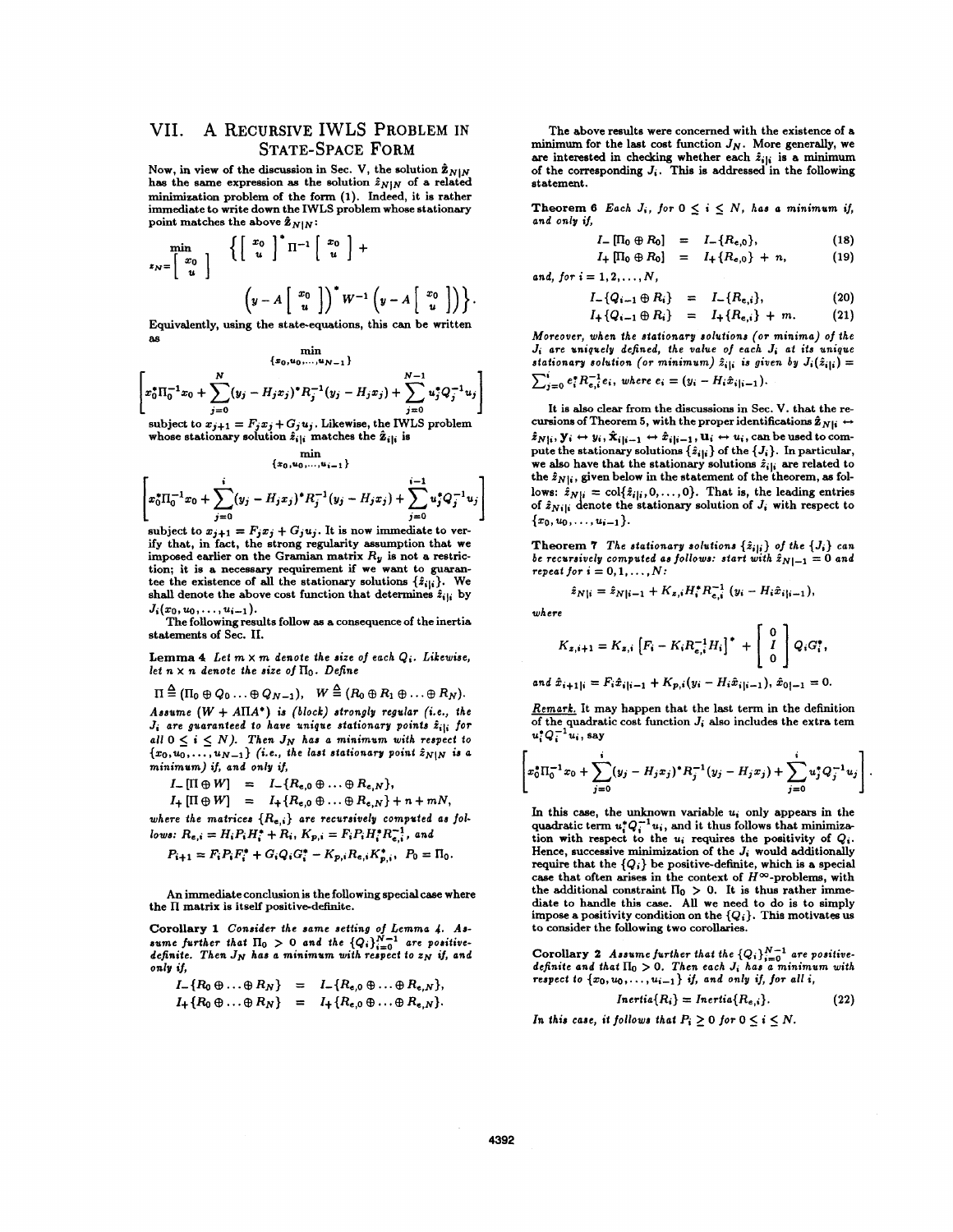## VII. A Recursive IWLS Problem in State-Space Form

Now, in view of the discussion in Sec. V, the solution $\hat{\mathbf{z}}_{N|N}$ has the same expression as the solution $\hat{z}_{N|N}$ of a related minimization problem of the form (1). Indeed, it is rather immediate to write down the IWLS problem whose stationary point matches the above $\hat{\mathbf{z}}_{N|N}$:

$$\min_{z_N = \begin{bmatrix} x_0 \\ u \end{bmatrix}} \left\{ \begin{bmatrix} x_0 \\ u \end{bmatrix}^* \Pi^{-1} \begin{bmatrix} x_0 \\ u \end{bmatrix} + \left( y - A \begin{bmatrix} x_0 \\ u \end{bmatrix} \right)^* W^{-1} \left( y - A \begin{bmatrix} x_0 \\ u \end{bmatrix} \right) \right\}.$$

Equivalently, using the state-equations, this can be written as

$$\min_{\{x_0, u_0, \ldots, u_{N-1}\}} \left[ x_0^* \Pi_0^{-1} x_0 + \sum_{j=0}^{N} (y_j - H_j x_j)^* R_j^{-1} (y_j - H_j x_j) + \sum_{j=0}^{N-1} u_j^* Q_j^{-1} u_j \right]$$

subject to $x_{j+1} = F_j x_j + G_j u_j$. Likewise, the IWLS problem whose stationary solution $\hat{z}_{i|i}$ matches the $\hat{\mathbf{z}}_{i|i}$ is

$$\min_{\{x_0, u_0, \ldots, u_{i-1}\}} \left[ x_0^* \Pi_0^{-1} x_0 + \sum_{j=0}^{i} (y_j - H_j x_j)^* R_j^{-1} (y_j - H_j x_j) + \sum_{j=0}^{i-1} u_j^* Q_j^{-1} u_j \right]$$

subject to $x_{j+1} = F_j x_j + G_j u_j$. It is now immediate to verify that, in fact, the strong regularity assumption that we imposed earlier on the Gramian matrix $R_y$ is not a restriction; it is a necessary requirement if we want to guarantee the existence of all the stationary solutions $\{\hat{z}_{i|i}\}$. We shall denote the above cost function that determines $\hat{z}_{i|i}$ by $J_i(x_0, u_0, \ldots, u_{i-1})$.

The following results follow as a consequence of the inertia statements of Sec. II.

**Lemma 4** *Let $m \times m$ denote the size of each $Q_i$. Likewise, let $n \times n$ denote the size of $\Pi_0$. Define*

$$\Pi \triangleq (\Pi_0 \oplus Q_0 \ldots \oplus Q_{N-1}), \quad W \triangleq (R_0 \oplus R_1 \oplus \ldots \oplus R_N).$$

*Assume $(W + A\Pi A^*)$ is (block) strongly regular (i.e., the $J_i$ are guaranteed to have unique stationary points $\hat{z}_{i|i}$ for all $0 \le i \le N$). Then $J_N$ has a minimum with respect to $\{x_0, u_0, \ldots, u_{N-1}\}$ (i.e., the last stationary point $\hat{z}_{N|N}$ is a minimum) if, and only if,*

$$I_-[\Pi \oplus W] = I_-\{R_{e,0} \oplus \ldots \oplus R_{e,N}\},$$
$$I_+[\Pi \oplus W] = I_+\{R_{e,0} \oplus \ldots \oplus R_{e,N}\} + n + mN,$$

*where the matrices $\{R_{e,i}\}$ are recursively computed as follows: $R_{e,i} = H_i P_i H_i^* + R_i$, $K_{p,i} = F_i P_i H_i^* R_{e,i}^{-1}$, and*

$$P_{i+1} = F_i P_i F_i^* + G_i Q_i G_i^* - K_{p,i} R_{e,i} K_{p,i}^*, \quad P_0 = \Pi_0.$$

An immediate conclusion is the following special case where the $\Pi$ matrix is itself positive-definite.

**Corollary 1** *Consider the same setting of Lemma 4. Assume further that $\Pi_0 > 0$ and the $\{Q_i\}_{i=0}^{N-1}$ are positive-definite. Then $J_N$ has a minimum with respect to $z_N$ if, and only if,*

$$I_-\{R_0 \oplus \ldots \oplus R_N\} = I_-\{R_{e,0} \oplus \ldots \oplus R_{e,N}\},$$
$$I_+\{R_0 \oplus \ldots \oplus R_N\} = I_+\{R_{e,0} \oplus \ldots \oplus R_{e,N}\}.$$

The above results were concerned with the existence of a minimum for the last cost function $J_N$. More generally, we are interested in checking whether each $\hat{z}_{i|i}$ is a minimum of the corresponding $J_i$. This is addressed in the following statement.

**Theorem 6** *Each $J_i$, for $0 \le i \le N$, has a minimum if, and only if,*

$$I_-[\Pi_0 \oplus R_0] = I_-\{R_{e,0}\}, \tag{18}$$
$$I_+[\Pi_0 \oplus R_0] = I_+\{R_{e,0}\} + n, \tag{19}$$

*and, for $i = 1, 2, \ldots, N$,*

$$I_-\{Q_{i-1} \oplus R_i\} = I_-\{R_{e,i}\}, \tag{20}$$
$$I_+\{Q_{i-1} \oplus R_i\} = I_+\{R_{e,i}\} + m. \tag{21}$$

*Moreover, when the stationary solutions (or minima) of the $J_i$ are uniquely defined, the value of each $J_i$ at its unique stationary solution (or minimum) $\hat{z}_{i|i}$ is given by $J_i(\hat{z}_{i|i}) = \sum_{j=0}^{i} e_i^* R_{e,i}^{-1} e_i$, where $e_i = (y_i - H_i \hat{x}_{i|i-1})$.*

It is also clear from the discussions in Sec. V. that the recursions of Theorem 5, with the proper identifications $\hat{\mathbf{z}}_{N|i} \leftrightarrow \hat{z}_{N|i}, \mathbf{y}_i \leftrightarrow y_i, \hat{\mathbf{x}}_{i|i-1} \leftrightarrow \hat{x}_{i|i-1}, \mathbf{u}_i \leftrightarrow u_i$, can be used to compute the stationary solutions $\{\hat{z}_{i|i}\}$ of the $\{J_i\}$. In particular, we also have that the stationary solutions $\hat{z}_{i|i}$ are related to the $\hat{z}_{N|i}$, given below in the statement of the theorem, as follows: $\hat{z}_{N|i} = \text{col}\{\hat{z}_{i|i}, 0, \ldots, 0\}$. That is, the leading entries of $\hat{z}_{N|i}$ denote the stationary solution of $J_i$ with respect to $\{x_0, u_0, \ldots, u_{i-1}\}$.

**Theorem 7** *The stationary solutions $\{\hat{z}_{i|i}\}$ of the $\{J_i\}$ can be recursively computed as follows: start with $\hat{z}_{N|-1} = 0$ and repeat for $i = 0, 1, \ldots, N$:*

$$\hat{z}_{N|i} = \hat{z}_{N|i-1} + K_{z,i} H_i^* R_{e,i}^{-1} (y_i - H_i \hat{x}_{i|i-1}),$$

*where*

$$K_{z,i+1} = K_{z,i} \left[ F_i - K_i R_{e,i}^{-1} H_i \right]^* + \begin{bmatrix} 0 \\ I \\ 0 \end{bmatrix} Q_i G_i^*,$$

*and $\hat{x}_{i+1|i} = F_i \hat{x}_{i|i-1} + K_{p,i}(y_i - H_i \hat{x}_{i|i-1})$, $\hat{x}_{0|-1} = 0$.*

*Remark.* It may happen that the last term in the definition of the quadratic cost function $J_i$ also includes the extra tem $u_i^* Q_i^{-1} u_i$, say

$$\left[ x_0^* \Pi_0^{-1} x_0 + \sum_{j=0}^{i} (y_j - H_j x_j)^* R_j^{-1} (y_j - H_j x_j) + \sum_{j=0}^{i} u_j^* Q_j^{-1} u_j \right].$$

In this case, the unknown variable $u_i$ only appears in the quadratic term $u_i^* Q_i^{-1} u_i$, and it thus follows that minimization with respect to the $u_i$ requires the positivity of $Q_i$. Hence, successive minimization of the $J_i$ would additionally require that the $\{Q_i\}$ be positive-definite, which is a special case that often arises in the context of $H^\infty$-problems, with the additional constraint $\Pi_0 > 0$. It is thus rather immediate to handle this case. All we need to do is to simply impose a positivity condition on the $\{Q_i\}$. This motivates us to consider the following two corollaries.

**Corollary 2** *Assume further that the $\{Q_i\}_{i=0}^{N-1}$ are positive-definite and that $\Pi_0 > 0$. Then each $J_i$ has a minimum with respect to $\{x_0, u_0, \ldots, u_{i-1}\}$ if, and only if, for all $i$,*

$$\text{Inertia}\{R_i\} = \text{Inertia}\{R_{e,i}\}. \tag{22}$$

*In this case, it follows that $P_i \ge 0$ for $0 \le i \le N$.*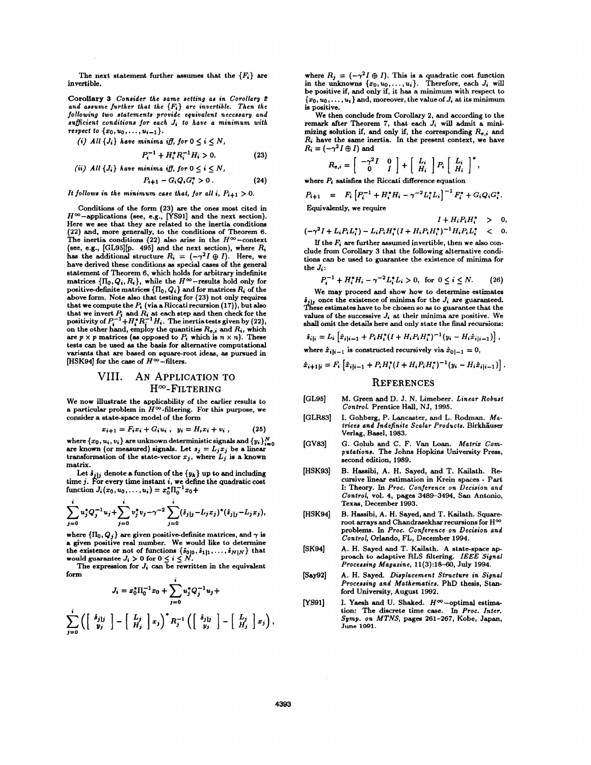The next statement further assumes that the $\{F_i\}$ are invertible.

**Corollary 3** *Consider the same setting as in Corollary 2 and assume further that the $\{F_i\}$ are invertible. Then the following two statements provide equivalent necessary and sufficient conditions for each $J_i$ to have a minimum with respect to $\{x_0, u_0, \ldots, u_{i-1}\}$.*

*(i) All $\{J_i\}$ have minima iff, for $0 \leq i \leq N$,*

$$P_i^{-1} + H_i^* R_i^{-1} H_i > 0. \tag{23}$$

*(ii) All $\{J_i\}$ have minima iff, for $0 \leq i \leq N$,*

$$P_{i+1} - G_i Q_i G_i^* > 0\,. \tag{24}$$

*It follows in the minimum case that, for all $i$, $P_{i+1} > 0$.*

Conditions of the form (23) are the ones most cited in $H^\infty$–applications (see, e.g., [YS91] and the next section). Here we see that they are related to the inertia conditions (22) and, more generally, to the conditions of Theorem 6. The inertia conditions (22) also arise in the $H^\infty$–context (see, e.g., [GL95][p. 495] and the next section), where $R_i$ has the additional structure $R_i = (-\gamma^2 I \oplus I)$. Here, we have derived these conditions as special cases of the general statement of Theorem 6, which holds for arbitrary indefinite matrices $\{\Pi_0, Q_i, R_i\}$, while the $H^\infty$–results hold only for positive-definite matrices $\{\Pi_0, Q_i\}$ and for matrices $R_i$ of the above form. Note also that testing for (23) not only requires that we compute the $P_i$ (via a Riccati recursion (17)), but also that we invert $P_i$ and $R_i$ at each step and then check for the positivity of $P_i^{-1} + H_i^* R_i^{-1} H_i$. The inertia tests given by (22), on the other hand, employ the quantities $R_{e,i}$ and $R_i$, which are $p \times p$ matrices (as opposed to $P_i$ which is $n \times n$). These tests can be used as the basis for alternative computational variants that are based on square-root ideas, as pursued in [HSK94] for the case of $H^\infty$–filters.

## VIII. An Application to $H^\infty$-Filtering

We now illustrate the applicability of the earlier results to a particular problem in $H^\infty$-filtering. For this purpose, we consider a state-space model of the form

$$x_{i+1} = F_i x_i + G_i u_i\,, \quad y_i = H_i x_i + v_i\,, \tag{25}$$

where $\{x_0, u_i, v_i\}$ are unknown deterministic signals and $\{y_i\}_{i=0}^N$ are known (or measured) signals. Let $s_j = L_j x_j$ be a linear transformation of the state-vector $x_j$, where $L_j$ is a known matrix.

Let $\hat{s}_{j|j}$ denote a function of the $\{y_k\}$ up to and including time $j$. For every time instant $i$, we define the quadratic cost function $J_i(x_0, u_0, \ldots, u_i) = x_0^* \Pi_0^{-1} x_0 +$

$$\sum_{j=0}^{i} u_j^* Q_j^{-1} u_j + \sum_{j=0}^{i} v_j^* v_j - \gamma^{-2} \sum_{j=0}^{i} (\hat{s}_{j|j} - L_j x_j)^* (\hat{s}_{j|j} - L_j x_j),$$

where $\{\Pi_0, Q_j\}$ are given positive-definite matrices, and $\gamma$ is a given positive real number. We would like to determine the existence or not of functions $\{\hat{s}_{0|0}, \hat{s}_{1|1}, \ldots, \hat{s}_{N|N}\}$ that would guarantee $J_i > 0$ for $0 \leq i \leq N$.

The expression for $J_i$ can be rewritten in the equivalent form

$$J_i = x_0^* \Pi_0^{-1} x_0 + \sum_{j=0}^{i} u_j^* Q_j^{-1} u_j +$$

$$\sum_{j=0}^{i} \left( \begin{bmatrix} \hat{s}_{j|j} \\ y_j \end{bmatrix} - \begin{bmatrix} L_j \\ H_j \end{bmatrix} x_j \right)^* R_j^{-1} \left( \begin{bmatrix} \hat{s}_{j|j} \\ y_j \end{bmatrix} - \begin{bmatrix} L_j \\ H_j \end{bmatrix} x_j \right),$$

where $R_j = (-\gamma^2 I \oplus I)$. This is a quadratic cost function in the unknowns $\{x_0, u_0, \ldots, u_i\}$. Therefore, each $J_i$ will be positive if, and only if, it has a minimum with respect to $\{x_0, u_0, \ldots, u_i\}$ and, moreover, the value of $J_i$ at its minimum is positive.

We then conclude from Corollary 2, and according to the remark after Theorem 7, that each $J_i$ will admit a minimizing solution if, and only if, the corresponding $R_{e,i}$ and $R_i$ have the same inertia. In the present context, we have $R_i = (-\gamma^2 I \oplus I)$ and

$$R_{e,i} = \begin{bmatrix} -\gamma^2 I & 0 \\ 0 & I \end{bmatrix} + \begin{bmatrix} L_i \\ H_i \end{bmatrix} P_i \begin{bmatrix} L_i \\ H_i \end{bmatrix}^*,$$

where $P_i$ satisfies the Riccati difference equation

$$P_{i+1} \;=\; F_i \left[ P_i^{-1} + H_i^* H_i - \gamma^{-2} L_i^* L_i \right]^{-1} F_i^* + G_i Q_i G_i^*.$$

Equivalently, we require

$$I + H_i P_i H_i^* \;>\; 0,$$

$$(-\gamma^2 I + L_i P_i L_i^*) - L_i P_i H_i^* (I + H_i P_i H_i^*)^{-1} H_i P_i L_i^* \;<\; 0.$$

If the $F_i$ are further assumed invertible, then we also conclude from Corollary 3 that the following alternative conditions can be used to guarantee the existence of minima for the $J_i$:

$$P_i^{-1} + H_i^* H_i - \gamma^{-2} L_i^* L_i > 0, \;\text{ for } 0 \leq i \leq N. \tag{26}$$

We may proceed and show how to determine estimates $\hat{s}_{j|j}$ once the existence of minima for the $J_i$ are guaranteed. These estimates have to be chosen so as to guarantee that the values of the successive $J_i$ at their minima are positive. We shall omit the details here and only state the final recursions:

$$\hat{s}_{i|i} = L_i \left[ \hat{x}_{i|i-1} + P_i H_i^* (I + H_i P_i H_i^*)^{-1} (y_i - H_i \hat{x}_{i|i-1}) \right],$$

where $\hat{x}_{i|i-1}$ is constructed recursively via $\hat{x}_{0|-1} = 0$,

$$\hat{x}_{i+1|i} = F_i \left[ \hat{x}_{i|i-1} + P_i H_i^* (I + H_i P_i H_i^*)^{-1} (y_i - H_i \hat{x}_{i|i-1}) \right].$$

## References

[GL95] M. Green and D. J. N. Limebeer. *Linear Robust Control.* Prentice Hall, NJ, 1995.

[GLR83] I. Gohberg, P. Lancaster, and L. Rodman. *Matrices and Indefinite Scalar Products.* Birkhäuser Verlag, Basel, 1983.

[GV83] G. Golub and C. F. Van Loan. *Matrix Computations.* The Johns Hopkins University Press, second edition, 1989.

[HSK93] B. Hassibi, A. H. Sayed, and T. Kailath. Recursive linear estimation in Krein spaces - Part I: Theory. In *Proc. Conference on Decision and Control*, vol. 4, pages 3489–3494, San Antonio, Texas, December 1993.

[HSK94] B. Hassibi, A. H. Sayed, and T. Kailath. Square-root arrays and Chandrasekhar recursions for $H^\infty$ problems. In *Proc. Conference on Decision and Control*, Orlando, FL, December 1994.

[SK94] A. H. Sayed and T. Kailath. A state-space approach to adaptive RLS filtering. *IEEE Signal Processing Magazine*, 11(3):18–60, July 1994.

[Say92] A. H. Sayed. *Displacement Structure in Signal Processing and Mathematics.* PhD thesis, Stanford University, August 1992.

[YS91] I. Yaesh and U. Shaked. $H^\infty$–optimal estimation: The discrete time case. In *Proc. Inter. Symp. on MTNS*, pages 261–267, Kobe, Japan, June 1991.